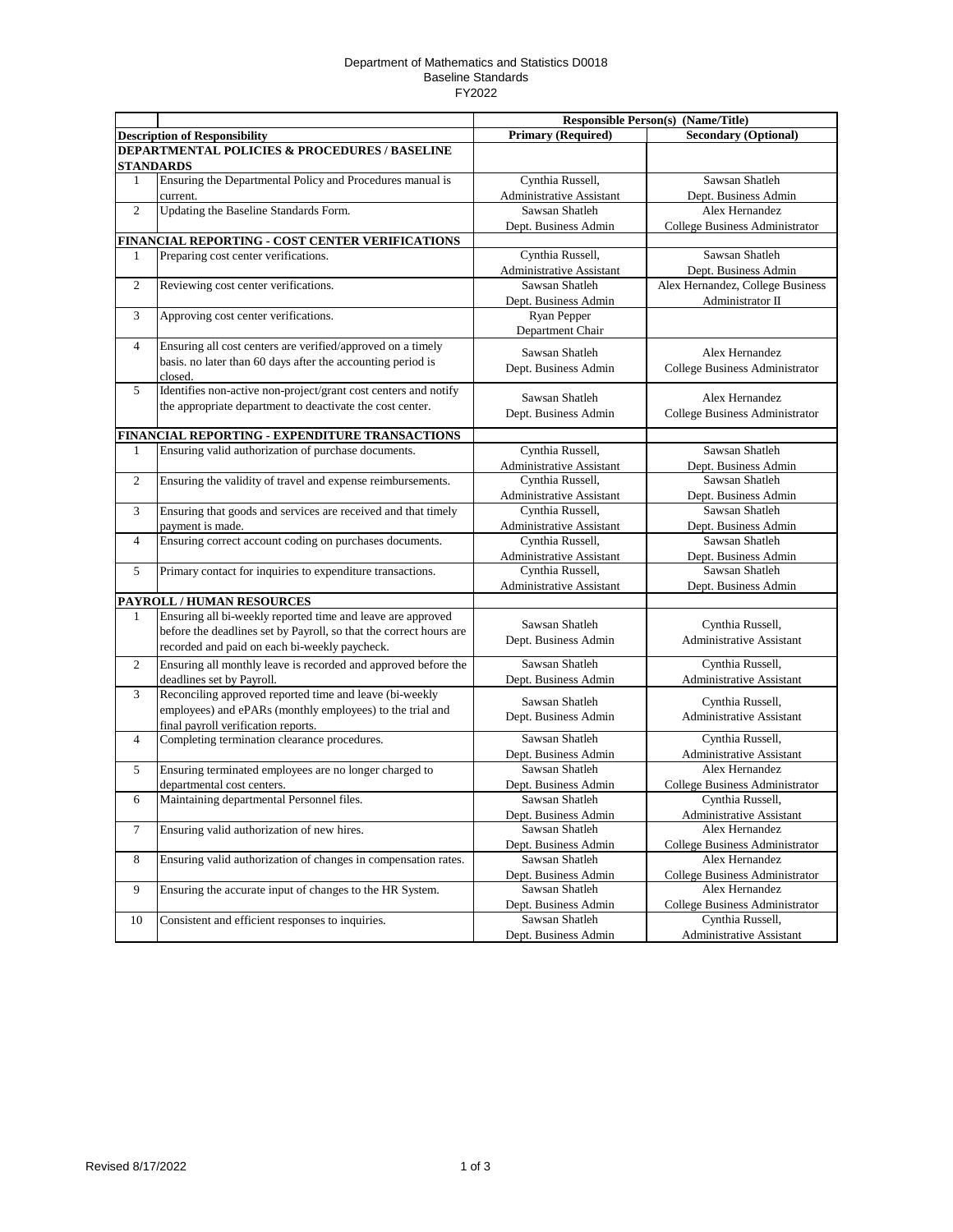Department of Mathematics and Statistics D0018
Baseline Standards
FY2022

| | | Responsible Person(s) (Name/Title) | |
|---|---|---|---|
| **Description of Responsibility** | | **Primary (Required)** | **Secondary (Optional)** |
| **DEPARTMENTAL POLICIES & PROCEDURES / BASELINE STANDARDS** | | | |
| 1 | Ensuring the Departmental Policy and Procedures manual is current. | Cynthia Russell, Administrative Assistant | Sawsan Shatleh Dept. Business Admin |
| 2 | Updating the Baseline Standards Form. | Sawsan Shatleh Dept. Business Admin | Alex Hernandez College Business Administrator |
| **FINANCIAL REPORTING - COST CENTER VERIFICATIONS** | | | |
| 1 | Preparing cost center verifications. | Cynthia Russell, Administrative Assistant | Sawsan Shatleh Dept. Business Admin |
| 2 | Reviewing cost center verifications. | Sawsan Shatleh Dept. Business Admin | Alex Hernandez, College Business Administrator II |
| 3 | Approving cost center verifications. | Ryan Pepper Department Chair | |
| 4 | Ensuring all cost centers are verified/approved on a timely basis. no later than 60 days after the accounting period is closed. | Sawsan Shatleh Dept. Business Admin | Alex Hernandez College Business Administrator |
| 5 | Identifies non-active non-project/grant cost centers and notify the appropriate department to deactivate the cost center. | Sawsan Shatleh Dept. Business Admin | Alex Hernandez College Business Administrator |
| **FINANCIAL REPORTING - EXPENDITURE TRANSACTIONS** | | | |
| 1 | Ensuring valid authorization of purchase documents. | Cynthia Russell, Administrative Assistant | Sawsan Shatleh Dept. Business Admin |
| 2 | Ensuring the validity of travel and expense reimbursements. | Cynthia Russell, Administrative Assistant | Sawsan Shatleh Dept. Business Admin |
| 3 | Ensuring that goods and services are received and that timely payment is made. | Cynthia Russell, Administrative Assistant | Sawsan Shatleh Dept. Business Admin |
| 4 | Ensuring correct account coding on purchases documents. | Cynthia Russell, Administrative Assistant | Sawsan Shatleh Dept. Business Admin |
| 5 | Primary contact for inquiries to expenditure transactions. | Cynthia Russell, Administrative Assistant | Sawsan Shatleh Dept. Business Admin |
| **PAYROLL / HUMAN RESOURCES** | | | |
| 1 | Ensuring all bi-weekly reported time and leave are approved before the deadlines set by Payroll, so that the correct hours are recorded and paid on each bi-weekly paycheck. | Sawsan Shatleh Dept. Business Admin | Cynthia Russell, Administrative Assistant |
| 2 | Ensuring all monthly leave is recorded and approved before the deadlines set by Payroll. | Sawsan Shatleh Dept. Business Admin | Cynthia Russell, Administrative Assistant |
| 3 | Reconciling approved reported time and leave (bi-weekly employees) and ePARs (monthly employees) to the trial and final payroll verification reports. | Sawsan Shatleh Dept. Business Admin | Cynthia Russell, Administrative Assistant |
| 4 | Completing termination clearance procedures. | Sawsan Shatleh Dept. Business Admin | Cynthia Russell, Administrative Assistant |
| 5 | Ensuring terminated employees are no longer charged to departmental cost centers. | Sawsan Shatleh Dept. Business Admin | Alex Hernandez College Business Administrator |
| 6 | Maintaining departmental Personnel files. | Sawsan Shatleh Dept. Business Admin | Cynthia Russell, Administrative Assistant |
| 7 | Ensuring valid authorization of new hires. | Sawsan Shatleh Dept. Business Admin | Alex Hernandez College Business Administrator |
| 8 | Ensuring valid authorization of changes in compensation rates. | Sawsan Shatleh Dept. Business Admin | Alex Hernandez College Business Administrator |
| 9 | Ensuring the accurate input of changes to the HR System. | Sawsan Shatleh Dept. Business Admin | Alex Hernandez College Business Administrator |
| 10 | Consistent and efficient responses to inquiries. | Sawsan Shatleh Dept. Business Admin | Cynthia Russell, Administrative Assistant |

Revised 8/17/2022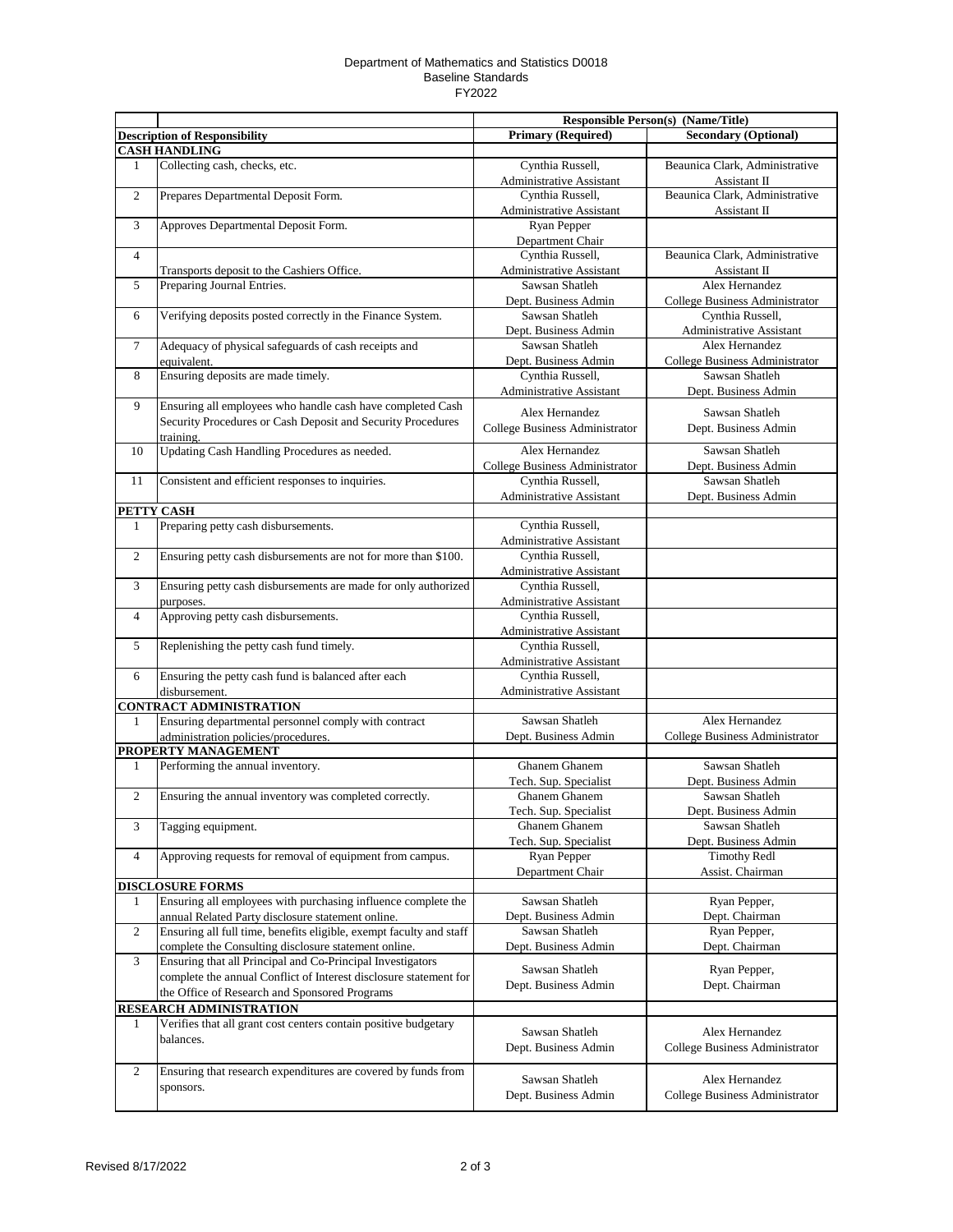Department of Mathematics and Statistics D0018
Baseline Standards
FY2022

| | | Responsible Person(s) (Name/Title) | |
|---|---|---|---|
| **Description of Responsibility** | | **Primary (Required)** | **Secondary (Optional)** |
| **CASH HANDLING** | | | |
| 1 | Collecting cash, checks, etc. | Cynthia Russell, Administrative Assistant | Beaunica Clark, Administrative Assistant II |
| 2 | Prepares Departmental Deposit Form. | Cynthia Russell, Administrative Assistant | Beaunica Clark, Administrative Assistant II |
| 3 | Approves Departmental Deposit Form. | Ryan Pepper Department Chair | |
| 4 | Transports deposit to the Cashiers Office. | Cynthia Russell, Administrative Assistant | Beaunica Clark, Administrative Assistant II |
| 5 | Preparing Journal Entries. | Sawsan Shatleh Dept. Business Admin | Alex Hernandez College Business Administrator |
| 6 | Verifying deposits posted correctly in the Finance System. | Sawsan Shatleh Dept. Business Admin | Cynthia Russell, Administrative Assistant |
| 7 | Adequacy of physical safeguards of cash receipts and equivalent. | Sawsan Shatleh Dept. Business Admin | Alex Hernandez College Business Administrator |
| 8 | Ensuring deposits are made timely. | Cynthia Russell, Administrative Assistant | Sawsan Shatleh Dept. Business Admin |
| 9 | Ensuring all employees who handle cash have completed Cash Security Procedures or Cash Deposit and Security Procedures training. | Alex Hernandez College Business Administrator | Sawsan Shatleh Dept. Business Admin |
| 10 | Updating Cash Handling Procedures as needed. | Alex Hernandez College Business Administrator | Sawsan Shatleh Dept. Business Admin |
| 11 | Consistent and efficient responses to inquiries. | Cynthia Russell, Administrative Assistant | Sawsan Shatleh Dept. Business Admin |
| **PETTY CASH** | | | |
| 1 | Preparing petty cash disbursements. | Cynthia Russell, Administrative Assistant | |
| 2 | Ensuring petty cash disbursements are not for more than $100. | Cynthia Russell, Administrative Assistant | |
| 3 | Ensuring petty cash disbursements are made for only authorized purposes. | Cynthia Russell, Administrative Assistant | |
| 4 | Approving petty cash disbursements. | Cynthia Russell, Administrative Assistant | |
| 5 | Replenishing the petty cash fund timely. | Cynthia Russell, Administrative Assistant | |
| 6 | Ensuring the petty cash fund is balanced after each disbursement. | Cynthia Russell, Administrative Assistant | |
| **CONTRACT ADMINISTRATION** | | | |
| 1 | Ensuring departmental personnel comply with contract administration policies/procedures. | Sawsan Shatleh Dept. Business Admin | Alex Hernandez College Business Administrator |
| **PROPERTY MANAGEMENT** | | | |
| 1 | Performing the annual inventory. | Ghanem Ghanem Tech. Sup. Specialist | Sawsan Shatleh Dept. Business Admin |
| 2 | Ensuring the annual inventory was completed correctly. | Ghanem Ghanem Tech. Sup. Specialist | Sawsan Shatleh Dept. Business Admin |
| 3 | Tagging equipment. | Ghanem Ghanem Tech. Sup. Specialist | Sawsan Shatleh Dept. Business Admin |
| 4 | Approving requests for removal of equipment from campus. | Ryan Pepper Department Chair | Timothy Redl Assist. Chairman |
| **DISCLOSURE FORMS** | | | |
| 1 | Ensuring all employees with purchasing influence complete the annual Related Party disclosure statement online. | Sawsan Shatleh Dept. Business Admin | Ryan Pepper, Dept. Chairman |
| 2 | Ensuring all full time, benefits eligible, exempt faculty and staff complete the Consulting disclosure statement online. | Sawsan Shatleh Dept. Business Admin | Ryan Pepper, Dept. Chairman |
| 3 | Ensuring that all Principal and Co-Principal Investigators complete the annual Conflict of Interest disclosure statement for the Office of Research and Sponsored Programs | Sawsan Shatleh Dept. Business Admin | Ryan Pepper, Dept. Chairman |
| **RESEARCH ADMINISTRATION** | | | |
| 1 | Verifies that all grant cost centers contain positive budgetary balances. | Sawsan Shatleh Dept. Business Admin | Alex Hernandez College Business Administrator |
| 2 | Ensuring that research expenditures are covered by funds from sponsors. | Sawsan Shatleh Dept. Business Admin | Alex Hernandez College Business Administrator |

Revised 8/17/2022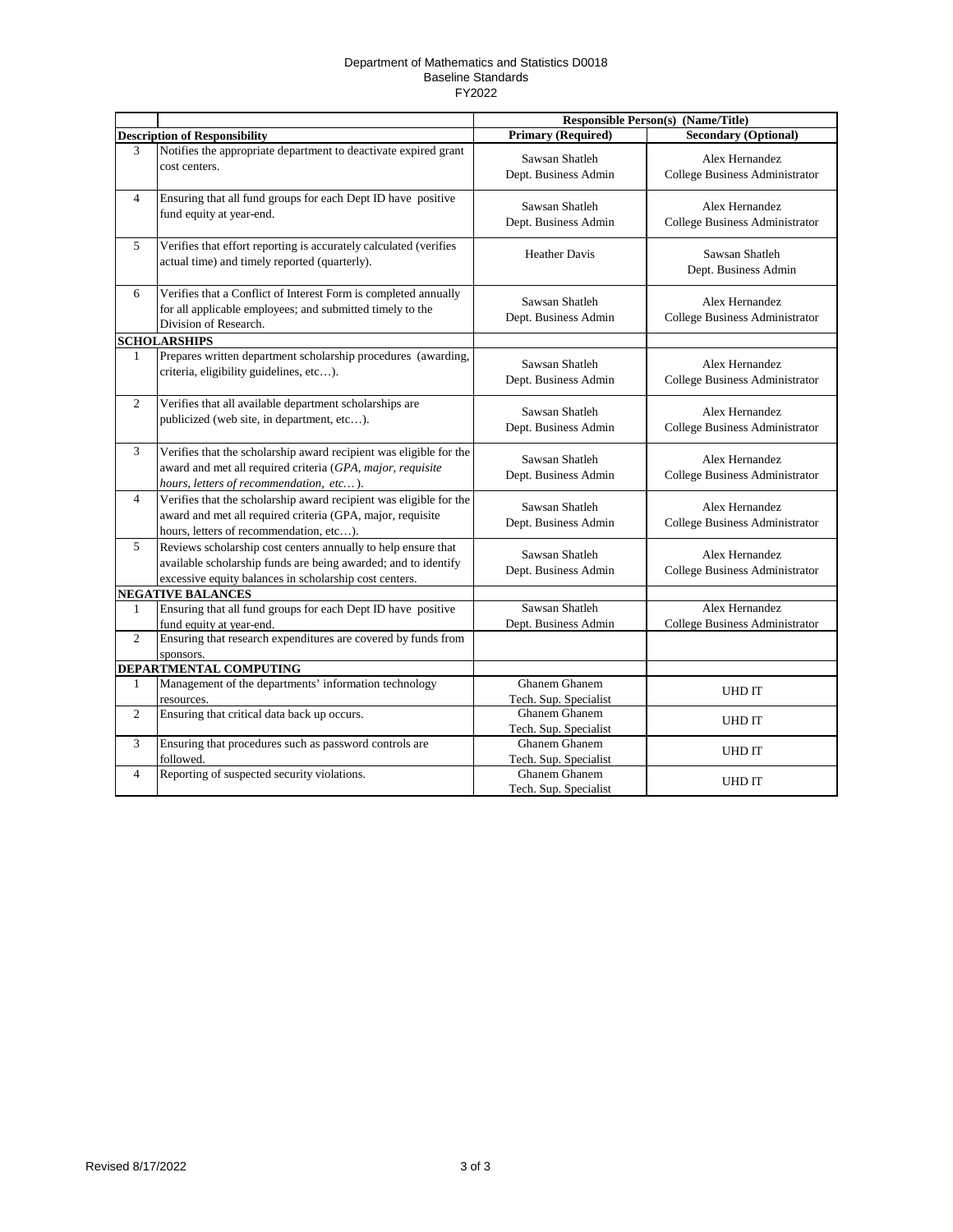Department of Mathematics and Statistics D0018
Baseline Standards
FY2022

| | | Responsible Person(s) (Name/Title) | |
|---|---|---|---|
| **Description of Responsibility** | | **Primary (Required)** | **Secondary (Optional)** |
| 3 | Notifies the appropriate department to deactivate expired grant cost centers. | Sawsan Shatleh Dept. Business Admin | Alex Hernandez College Business Administrator |
| 4 | Ensuring that all fund groups for each Dept ID have positive fund equity at year-end. | Sawsan Shatleh Dept. Business Admin | Alex Hernandez College Business Administrator |
| 5 | Verifies that effort reporting is accurately calculated (verifies actual time) and timely reported (quarterly). | Heather Davis | Sawsan Shatleh Dept. Business Admin |
| 6 | Verifies that a Conflict of Interest Form is completed annually for all applicable employees; and submitted timely to the Division of Research. | Sawsan Shatleh Dept. Business Admin | Alex Hernandez College Business Administrator |
| **SCHOLARSHIPS** | | | |
| 1 | Prepares written department scholarship procedures (awarding, criteria, eligibility guidelines, etc…). | Sawsan Shatleh Dept. Business Admin | Alex Hernandez College Business Administrator |
| 2 | Verifies that all available department scholarships are publicized (web site, in department, etc…). | Sawsan Shatleh Dept. Business Admin | Alex Hernandez College Business Administrator |
| 3 | Verifies that the scholarship award recipient was eligible for the award and met all required criteria (*GPA, major, requisite hours, letters of recommendation, etc…*). | Sawsan Shatleh Dept. Business Admin | Alex Hernandez College Business Administrator |
| 4 | Verifies that the scholarship award recipient was eligible for the award and met all required criteria (GPA, major, requisite hours, letters of recommendation, etc…). | Sawsan Shatleh Dept. Business Admin | Alex Hernandez College Business Administrator |
| 5 | Reviews scholarship cost centers annually to help ensure that available scholarship funds are being awarded; and to identify excessive equity balances in scholarship cost centers. | Sawsan Shatleh Dept. Business Admin | Alex Hernandez College Business Administrator |
| **NEGATIVE BALANCES** | | | |
| 1 | Ensuring that all fund groups for each Dept ID have positive fund equity at year-end. | Sawsan Shatleh Dept. Business Admin | Alex Hernandez College Business Administrator |
| 2 | Ensuring that research expenditures are covered by funds from sponsors. | | |
| **DEPARTMENTAL COMPUTING** | | | |
| 1 | Management of the departments' information technology resources. | Ghanem Ghanem Tech. Sup. Specialist | UHD IT |
| 2 | Ensuring that critical data back up occurs. | Ghanem Ghanem Tech. Sup. Specialist | UHD IT |
| 3 | Ensuring that procedures such as password controls are followed. | Ghanem Ghanem Tech. Sup. Specialist | UHD IT |
| 4 | Reporting of suspected security violations. | Ghanem Ghanem Tech. Sup. Specialist | UHD IT |

Revised 8/17/2022